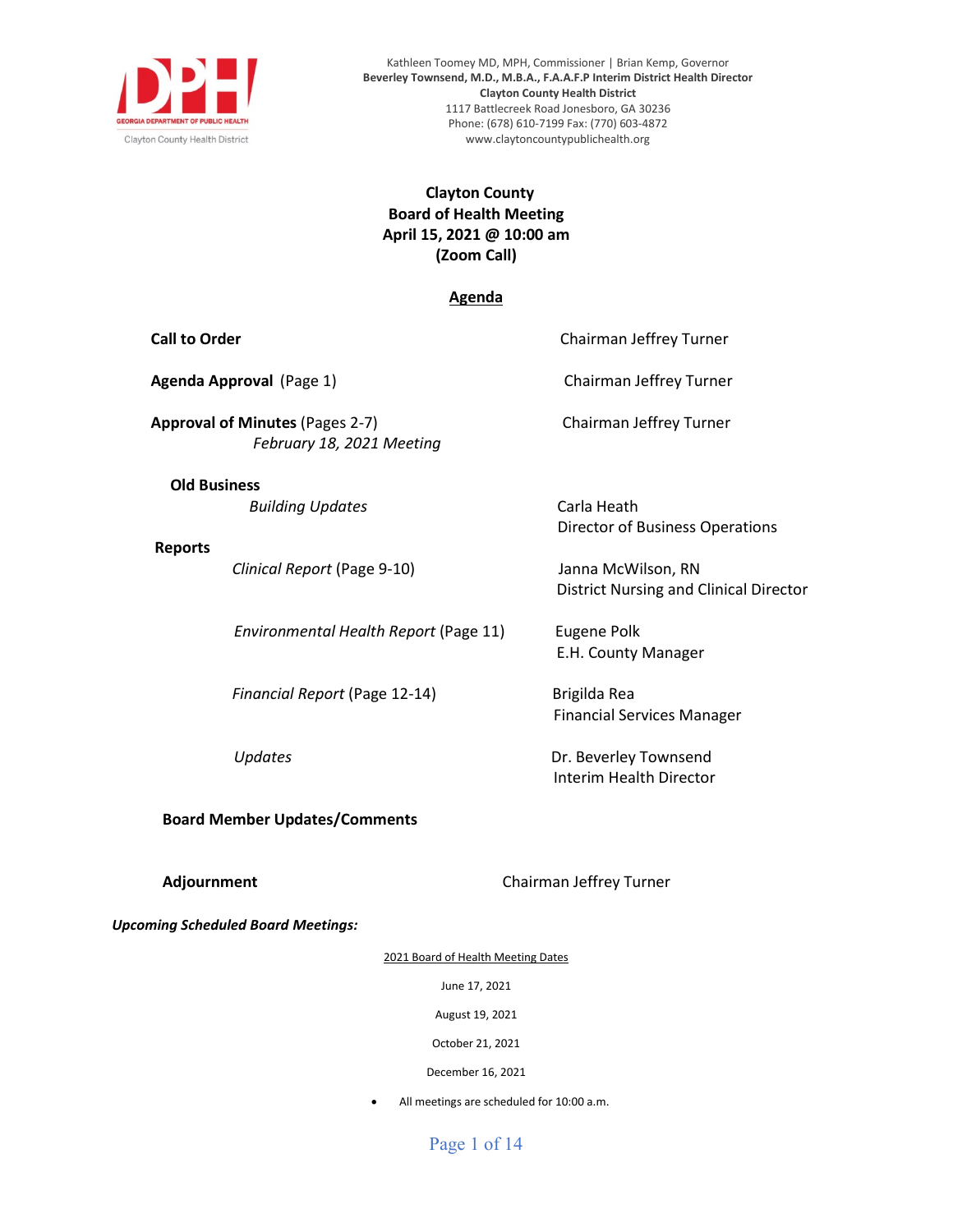Kathleen Toomey MD, MPH, Commissioner | Brian Kemp, Governor
**Beverley Townsend, M.D., M.B.A., F.A.A.F.P Interim District Health Director**
**Clayton County Health District**
1117 Battlecreek Road Jonesboro, GA 30236
Phone: (678) 610-7199 Fax: (770) 603-4872
www.claytoncountypublichealth.org

# Clayton County
# Board of Health Meeting
# April 15, 2021 @ 10:00 am
# (Zoom Call)

## Agenda

**Call to Order** — Chairman Jeffrey Turner

**Agenda Approval** (Page 1) — Chairman Jeffrey Turner

**Approval of Minutes** (Pages 2-7) — Chairman Jeffrey Turner
*February 18, 2021 Meeting*

**Old Business**

*Building Updates* — Carla Heath, Director of Business Operations

**Reports**

*Clinical Report* (Page 9-10) — Janna McWilson, RN, District Nursing and Clinical Director

*Environmental Health Report* (Page 11) — Eugene Polk, E.H. County Manager

*Financial Report* (Page 12-14) — Brigilda Rea, Financial Services Manager

*Updates* — Dr. Beverley Townsend, Interim Health Director

**Board Member Updates/Comments**

**Adjournment** — Chairman Jeffrey Turner

***Upcoming Scheduled Board Meetings:***

2021 Board of Health Meeting Dates

June 17, 2021

August 19, 2021

October 21, 2021

December 16, 2021

- All meetings are scheduled for 10:00 a.m.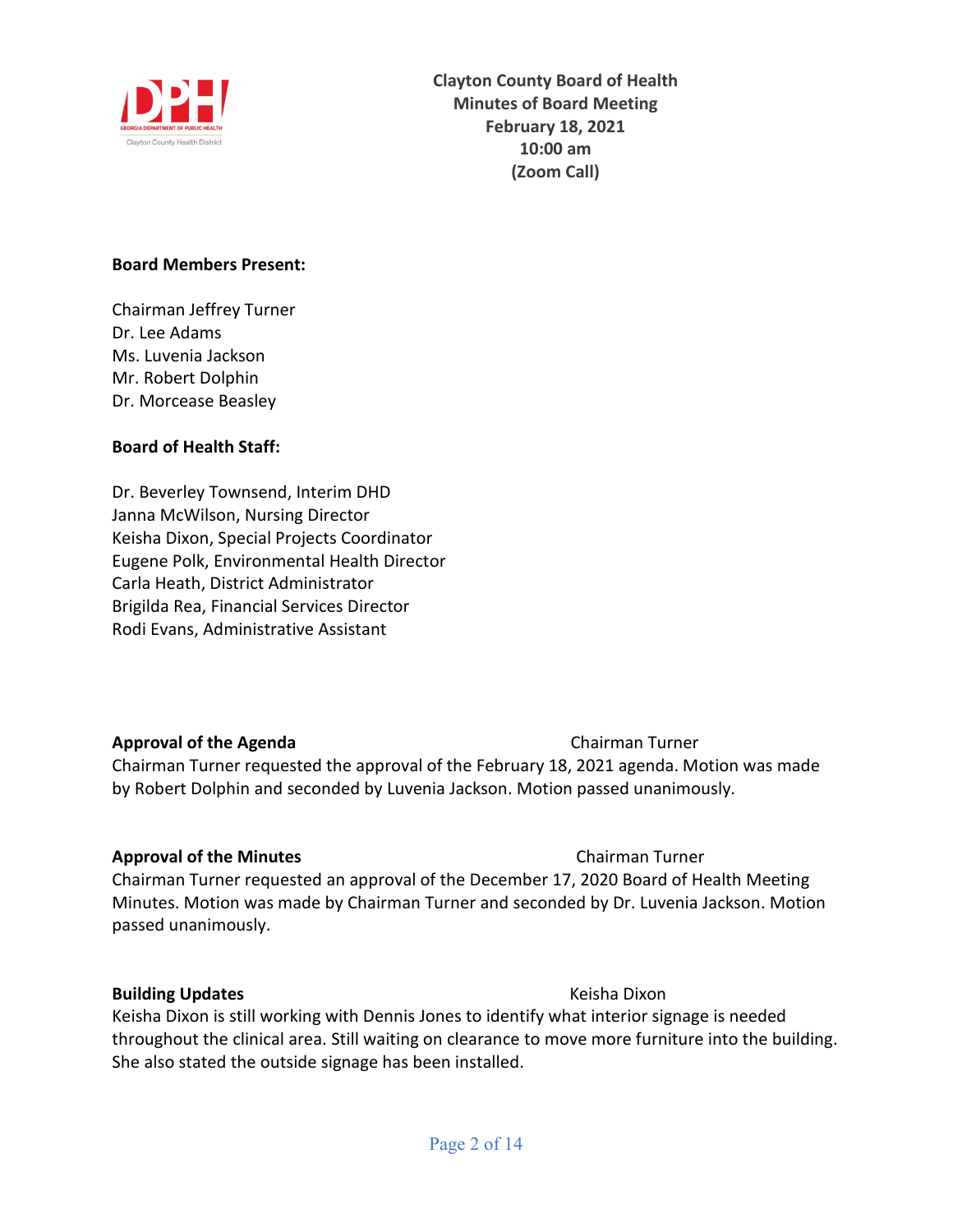**Clayton County Board of Health**
**Minutes of Board Meeting**
**February 18, 2021**
**10:00 am**
**(Zoom Call)**

**Board Members Present:**

Chairman Jeffrey Turner
Dr. Lee Adams
Ms. Luvenia Jackson
Mr. Robert Dolphin
Dr. Morcease Beasley

**Board of Health Staff:**

Dr. Beverley Townsend, Interim DHD
Janna McWilson, Nursing Director
Keisha Dixon, Special Projects Coordinator
Eugene Polk, Environmental Health Director
Carla Heath, District Administrator
Brigilda Rea, Financial Services Director
Rodi Evans, Administrative Assistant

**Approval of the Agenda** — Chairman Turner

Chairman Turner requested the approval of the February 18, 2021 agenda. Motion was made by Robert Dolphin and seconded by Luvenia Jackson. Motion passed unanimously.

**Approval of the Minutes** — Chairman Turner

Chairman Turner requested an approval of the December 17, 2020 Board of Health Meeting Minutes. Motion was made by Chairman Turner and seconded by Dr. Luvenia Jackson. Motion passed unanimously.

**Building Updates** — Keisha Dixon

Keisha Dixon is still working with Dennis Jones to identify what interior signage is needed throughout the clinical area. Still waiting on clearance to move more furniture into the building. She also stated the outside signage has been installed.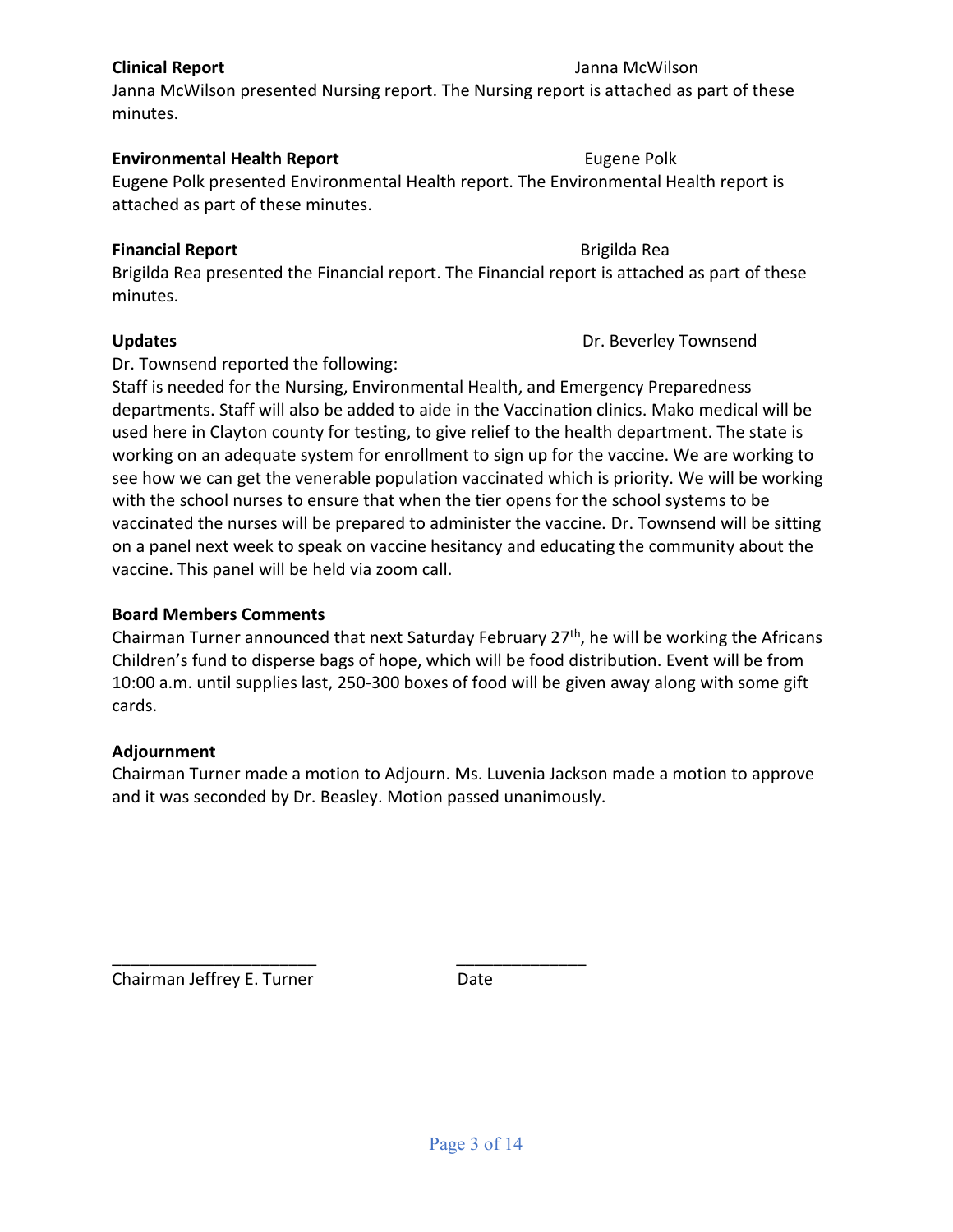**Clinical Report** Janna McWilson

Janna McWilson presented Nursing report. The Nursing report is attached as part of these minutes.

**Environmental Health Report** Eugene Polk

Eugene Polk presented Environmental Health report. The Environmental Health report is attached as part of these minutes.

**Financial Report** Brigilda Rea

Brigilda Rea presented the Financial report. The Financial report is attached as part of these minutes.

**Updates** Dr. Beverley Townsend

Dr. Townsend reported the following:

Staff is needed for the Nursing, Environmental Health, and Emergency Preparedness departments. Staff will also be added to aide in the Vaccination clinics. Mako medical will be used here in Clayton county for testing, to give relief to the health department. The state is working on an adequate system for enrollment to sign up for the vaccine. We are working to see how we can get the venerable population vaccinated which is priority. We will be working with the school nurses to ensure that when the tier opens for the school systems to be vaccinated the nurses will be prepared to administer the vaccine. Dr. Townsend will be sitting on a panel next week to speak on vaccine hesitancy and educating the community about the vaccine. This panel will be held via zoom call.

**Board Members Comments**

Chairman Turner announced that next Saturday February 27th, he will be working the Africans Children's fund to disperse bags of hope, which will be food distribution. Event will be from 10:00 a.m. until supplies last, 250-300 boxes of food will be given away along with some gift cards.

**Adjournment**

Chairman Turner made a motion to Adjourn. Ms. Luvenia Jackson made a motion to approve and it was seconded by Dr. Beasley. Motion passed unanimously.

______________________ ______________

Chairman Jeffrey E. Turner Date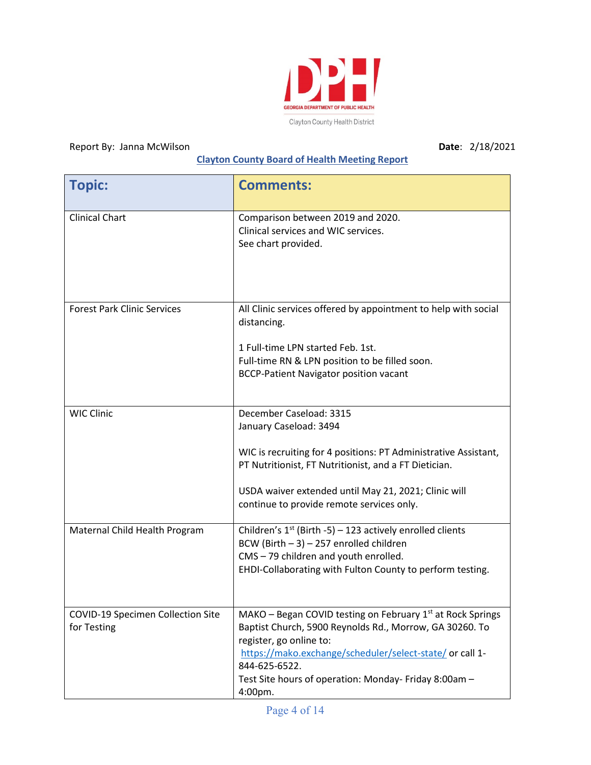GEORGIA DEPARTMENT OF PUBLIC HEALTH

Clayton County Health District

Report By: Janna McWilson **Date**: 2/18/2021

**Clayton County Board of Health Meeting Report**

| Topic: | Comments: |
|---|---|
| Clinical Chart | Comparison between 2019 and 2020.<br>Clinical services and WIC services.<br>See chart provided. |
| Forest Park Clinic Services | All Clinic services offered by appointment to help with social distancing.<br><br>1 Full-time LPN started Feb. 1st.<br>Full-time RN & LPN position to be filled soon.<br>BCCP-Patient Navigator position vacant |
| WIC Clinic | December Caseload: 3315<br>January Caseload: 3494<br><br>WIC is recruiting for 4 positions: PT Administrative Assistant, PT Nutritionist, FT Nutritionist, and a FT Dietician.<br><br>USDA waiver extended until May 21, 2021; Clinic will continue to provide remote services only. |
| Maternal Child Health Program | Children's 1st (Birth -5) – 123 actively enrolled clients<br>BCW (Birth – 3) – 257 enrolled children<br>CMS – 79 children and youth enrolled.<br>EHDI-Collaborating with Fulton County to perform testing. |
| COVID-19 Specimen Collection Site for Testing | MAKO – Began COVID testing on February 1st at Rock Springs Baptist Church, 5900 Reynolds Rd., Morrow, GA 30260. To register, go online to: https://mako.exchange/scheduler/select-state/ or call 1-844-625-6522.<br>Test Site hours of operation: Monday- Friday 8:00am – 4:00pm. |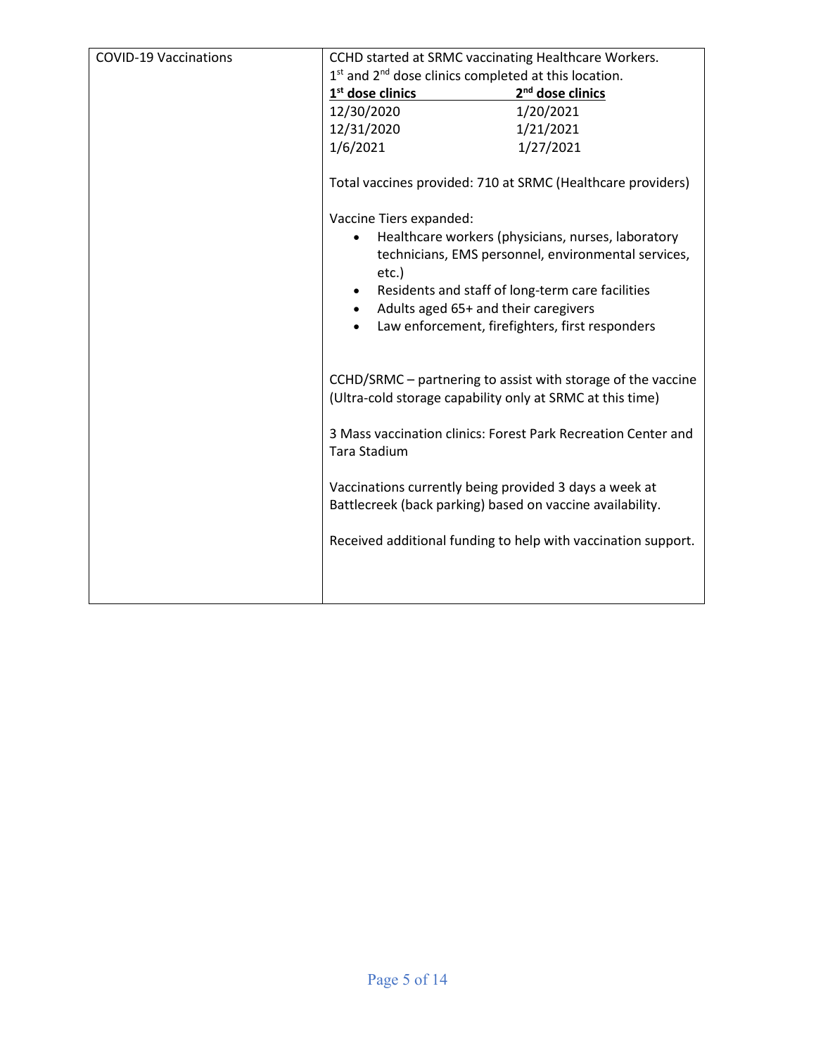| COVID-19 Vaccinations | CCHD started at SRMC vaccinating Healthcare Workers.<br>1st and 2nd dose clinics completed at this location.<br>**1st dose clinics** / **2nd dose clinics**<br>12/30/2020 / 1/20/2021<br>12/31/2020 / 1/21/2021<br>1/6/2021 / 1/27/2021<br><br>Total vaccines provided: 710 at SRMC (Healthcare providers)<br><br>Vaccine Tiers expanded:<br>• Healthcare workers (physicians, nurses, laboratory technicians, EMS personnel, environmental services, etc.)<br>• Residents and staff of long-term care facilities<br>• Adults aged 65+ and their caregivers<br>• Law enforcement, firefighters, first responders<br><br>CCHD/SRMC – partnering to assist with storage of the vaccine (Ultra-cold storage capability only at SRMC at this time)<br><br>3 Mass vaccination clinics: Forest Park Recreation Center and Tara Stadium<br><br>Vaccinations currently being provided 3 days a week at Battlecreek (back parking) based on vaccine availability.<br><br>Received additional funding to help with vaccination support. |
|---|---|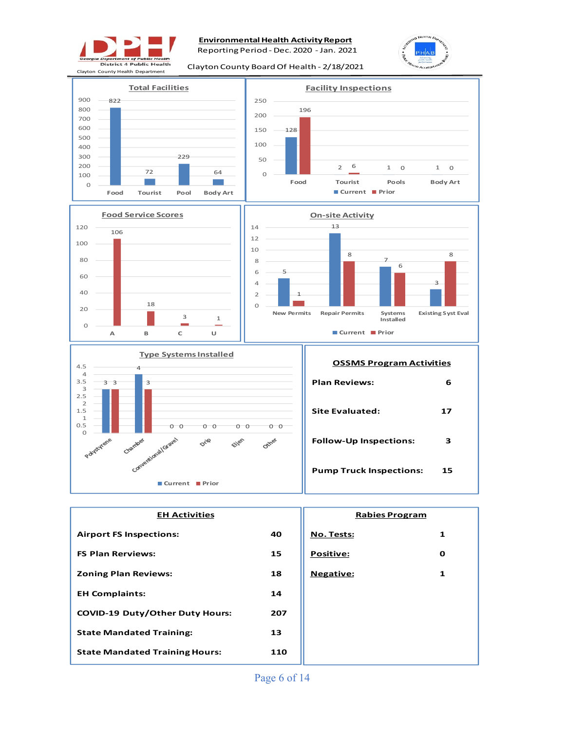# Environmental Health Activity Report

Reporting Period - Dec. 2020 - Jan. 2021

Clayton County Board Of Health - 2/18/2021

Georgia Department of Public Health
District 4 Public Health
Clayton County Health Department

## Total Facilities

| Food | Tourist | Pool | Body Art |
|---|---|---|---|
| 822 | 72 | 229 | 64 |

## Facility Inspections

| | Food | Tourist | Pools | Body Art |
|---|---|---|---|---|
| Current | 128 | 2 | 1 | 1 |
| Prior | 196 | 6 | 0 | 0 |

## Food Service Scores

| A | B | C | U |
|---|---|---|---|
| 106 | 18 | 3 | 1 |

## On-site Activity

| | New Permits | Repair Permits | Systems Installed | Existing Syst Eval |
|---|---|---|---|---|
| Current | 5 | 13 | 7 | 3 |
| Prior | 1 | 8 | 6 | 8 |

## Type Systems Installed

| | Polystyrene | Chamber | Conventional/Gravel | Drip | Eljen | Other |
|---|---|---|---|---|---|---|
| Current | 3 | 4 | 0 | 0 | 0 | 0 |
| Prior | 3 | 3 | 0 | 0 | 0 | 0 |

## OSSMS Program Activities

| | |
|---|---|
| **Plan Reviews:** | **6** |
| **Site Evaluated:** | **17** |
| **Follow-Up Inspections:** | **3** |
| **Pump Truck Inspections:** | **15** |

## EH Activities

| | |
|---|---|
| **Airport FS Inspections:** | **40** |
| **FS Plan Rerviews:** | **15** |
| **Zoning Plan Reviews:** | **18** |
| **EH Complaints:** | **14** |
| **COVID-19 Duty/Other Duty Hours:** | **207** |
| **State Mandated Training:** | **13** |
| **State Mandated Training Hours:** | **110** |

## Rabies Program

| | |
|---|---|
| **No. Tests:** | **1** |
| **Positive:** | **0** |
| **Negative:** | **1** |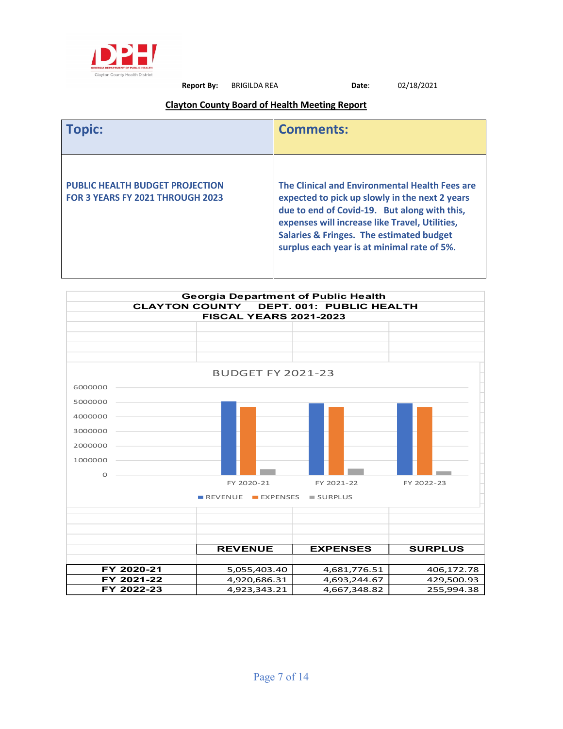Report By: BRIGILDA REA    Date: 02/18/2021

## Clayton County Board of Health Meeting Report

| Topic: | Comments: |
|---|---|
| **PUBLIC HEALTH BUDGET PROJECTION FOR 3 YEARS FY 2021 THROUGH 2023** | **The Clinical and Environmental Health Fees are expected to pick up slowly in the next 2 years due to end of Covid-19. But along with this, expenses will increase like Travel, Utilities, Salaries & Fringes. The estimated budget surplus each year is at minimal rate of 5%.** |

**Georgia Department of Public Health**
**CLAYTON COUNTY DEPT. 001: PUBLIC HEALTH**
**FISCAL YEARS 2021-2023**

BUDGET FY 2021-23

| | REVENUE | EXPENSES | SURPLUS |
|---|---|---|---|
| **FY 2020-21** | 5,055,403.40 | 4,681,776.51 | 406,172.78 |
| **FY 2021-22** | 4,920,686.31 | 4,693,244.67 | 429,500.93 |
| **FY 2022-23** | 4,923,343.21 | 4,667,348.82 | 255,994.38 |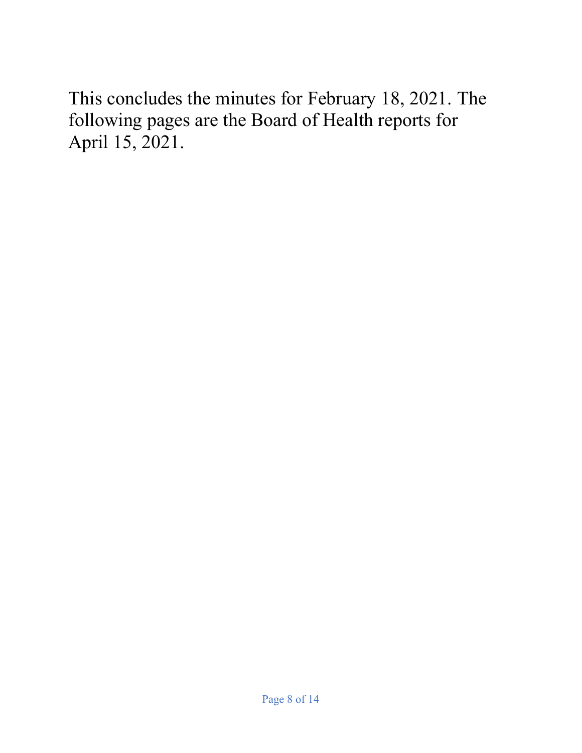This concludes the minutes for February 18, 2021. The following pages are the Board of Health reports for April 15, 2021.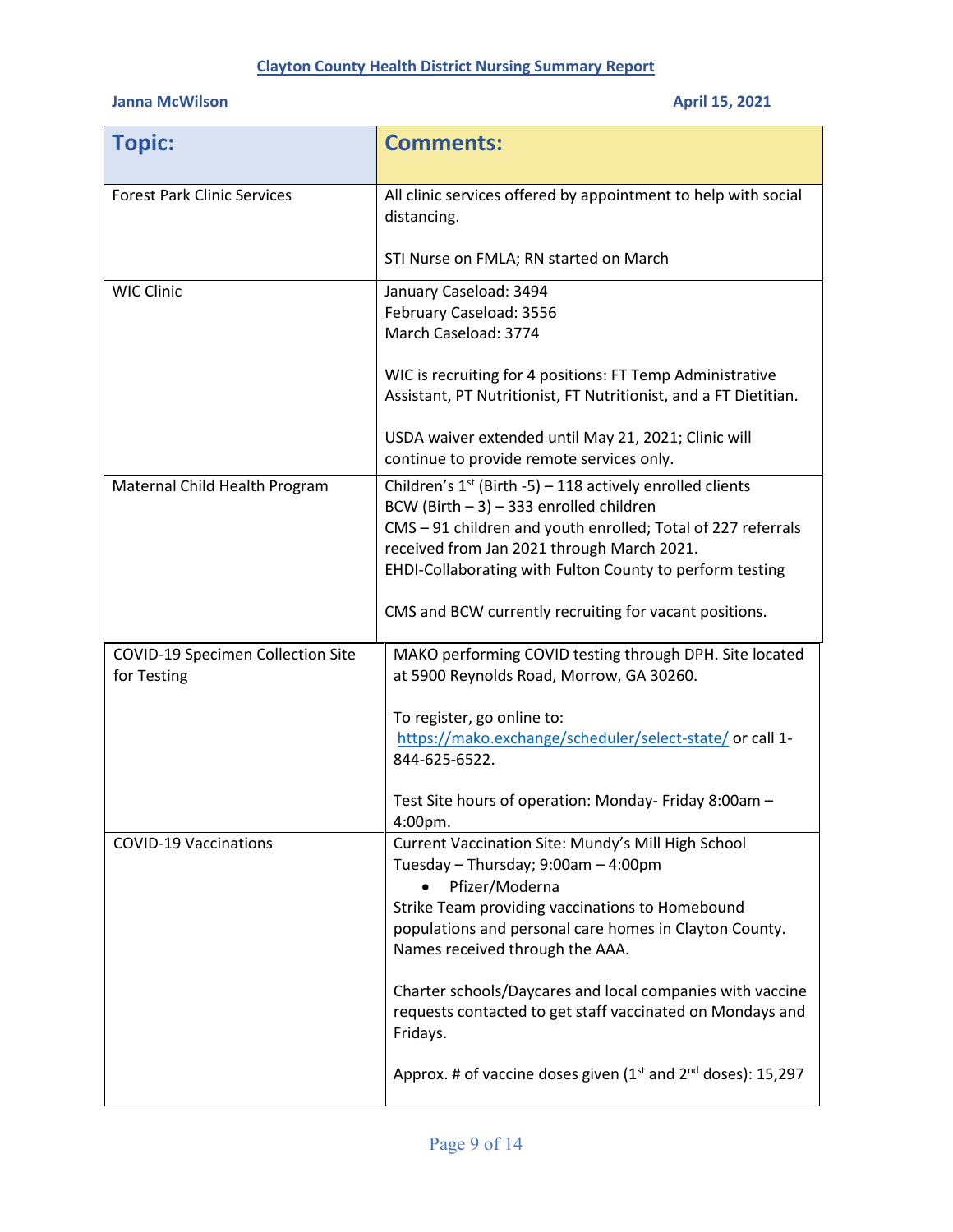# Clayton County Health District Nursing Summary Report

**Janna McWilson** **April 15, 2021**

| Topic: | Comments: |
|---|---|
| Forest Park Clinic Services | All clinic services offered by appointment to help with social distancing.<br><br>STI Nurse on FMLA; RN started on March |
| WIC Clinic | January Caseload: 3494<br>February Caseload: 3556<br>March Caseload: 3774<br><br>WIC is recruiting for 4 positions: FT Temp Administrative Assistant, PT Nutritionist, FT Nutritionist, and a FT Dietitian.<br><br>USDA waiver extended until May 21, 2021; Clinic will continue to provide remote services only. |
| Maternal Child Health Program | Children's 1st (Birth -5) – 118 actively enrolled clients<br>BCW (Birth – 3) – 333 enrolled children<br>CMS – 91 children and youth enrolled; Total of 227 referrals received from Jan 2021 through March 2021.<br>EHDI-Collaborating with Fulton County to perform testing<br><br>CMS and BCW currently recruiting for vacant positions. |
| COVID-19 Specimen Collection Site for Testing | MAKO performing COVID testing through DPH. Site located at 5900 Reynolds Road, Morrow, GA 30260.<br><br>To register, go online to: https://mako.exchange/scheduler/select-state/ or call 1-844-625-6522.<br><br>Test Site hours of operation: Monday- Friday 8:00am – 4:00pm. |
| COVID-19 Vaccinations | Current Vaccination Site: Mundy's Mill High School<br>Tuesday – Thursday; 9:00am – 4:00pm<br>• Pfizer/Moderna<br>Strike Team providing vaccinations to Homebound populations and personal care homes in Clayton County. Names received through the AAA.<br><br>Charter schools/Daycares and local companies with vaccine requests contacted to get staff vaccinated on Mondays and Fridays.<br><br>Approx. # of vaccine doses given (1st and 2nd doses): 15,297 |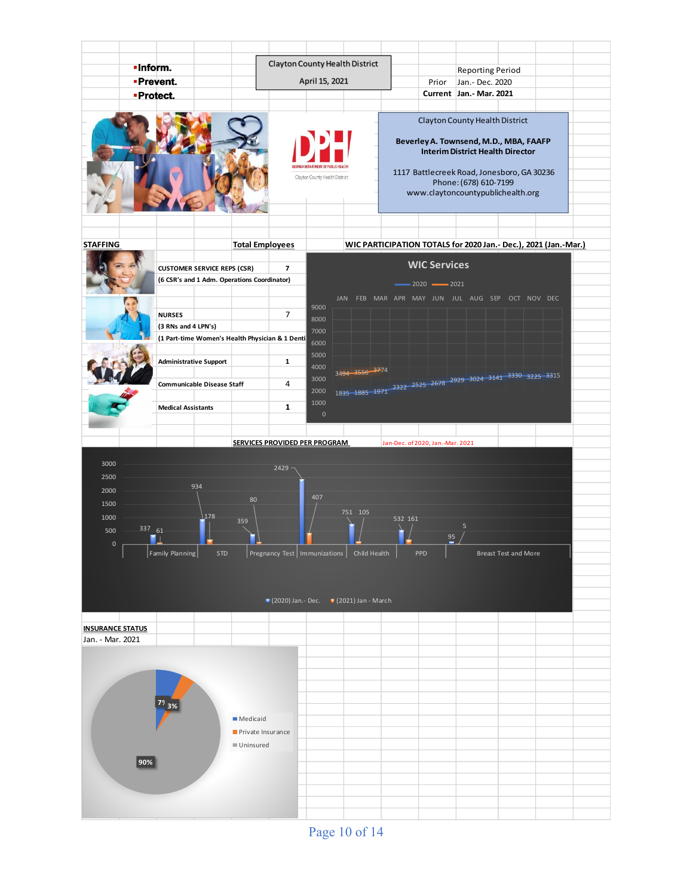- Inform.
- Prevent.
- Protect.

**Clayton County Health District**
**April 15, 2021**

| | Reporting Period |
|---|---|
| Prior | Jan.- Dec. 2020 |
| **Current** | **Jan.- Mar. 2021** |

Clayton County Health District

**Beverley A. Townsend, M.D., MBA, FAAFP**
**Interim District Health Director**

1117 Battlecreek Road, Jonesboro, GA 30236
Phone: (678) 610-7199
www.claytoncountypublichealth.org

## STAFFING

| | Total Employees |
|---|---|
| **CUSTOMER SERVICE REPS (CSR)** | **7** |
| **(6 CSR's and 1 Adm. Operations Coordinator)** | |
| **NURSES** | 7 |
| **(3 RNs and 4 LPN's)** | |
| **(1 Part-time Women's Health Physician & 1 Denti** | |
| **Administrative Support** | **1** |
| **Communicable Disease Staff** | 4 |
| **Medical Assistants** | **1** |

## WIC PARTICIPATION TOTALS for 2020 Jan.- Dec.), 2021 (Jan.-Mar.)

**WIC Services**

| | JAN | FEB | MAR | APR | MAY | JUN | JUL | AUG | SEP | OCT | NOV | DEC |
|---|---|---|---|---|---|---|---|---|---|---|---|---|
| 2020 | 1835 | 1885 | 1971 | 2322 | 2525 | 2678 | 2929 | 3024 | 3141 | 3330 | 3225 | 3315 |
| 2021 | 3494 | 3556 | 3774 | | | | | | | | | |

## SERVICES PROVIDED PER PROGRAM

Jan-Dec. of 2020, Jan.-Mar. 2021

| Program | (2020) Jan.- Dec. | (2021) Jan - March |
|---|---|---|
| Family Planning | 337 | 61 |
| STD | 934 | 178 |
| Pregnancy Test | 359 | 80 |
| Immunizations | 2429 | 407 |
| Child Health | 751 | 105 |
| PPD | 532 | 161 |
| Breast Test and More | 95 | 5 |

## INSURANCE STATUS

Jan. - Mar. 2021

| Status | Percent |
|---|---|
| Medicaid | 7% |
| Private Insurance | 3% |
| Uninsured | 90% |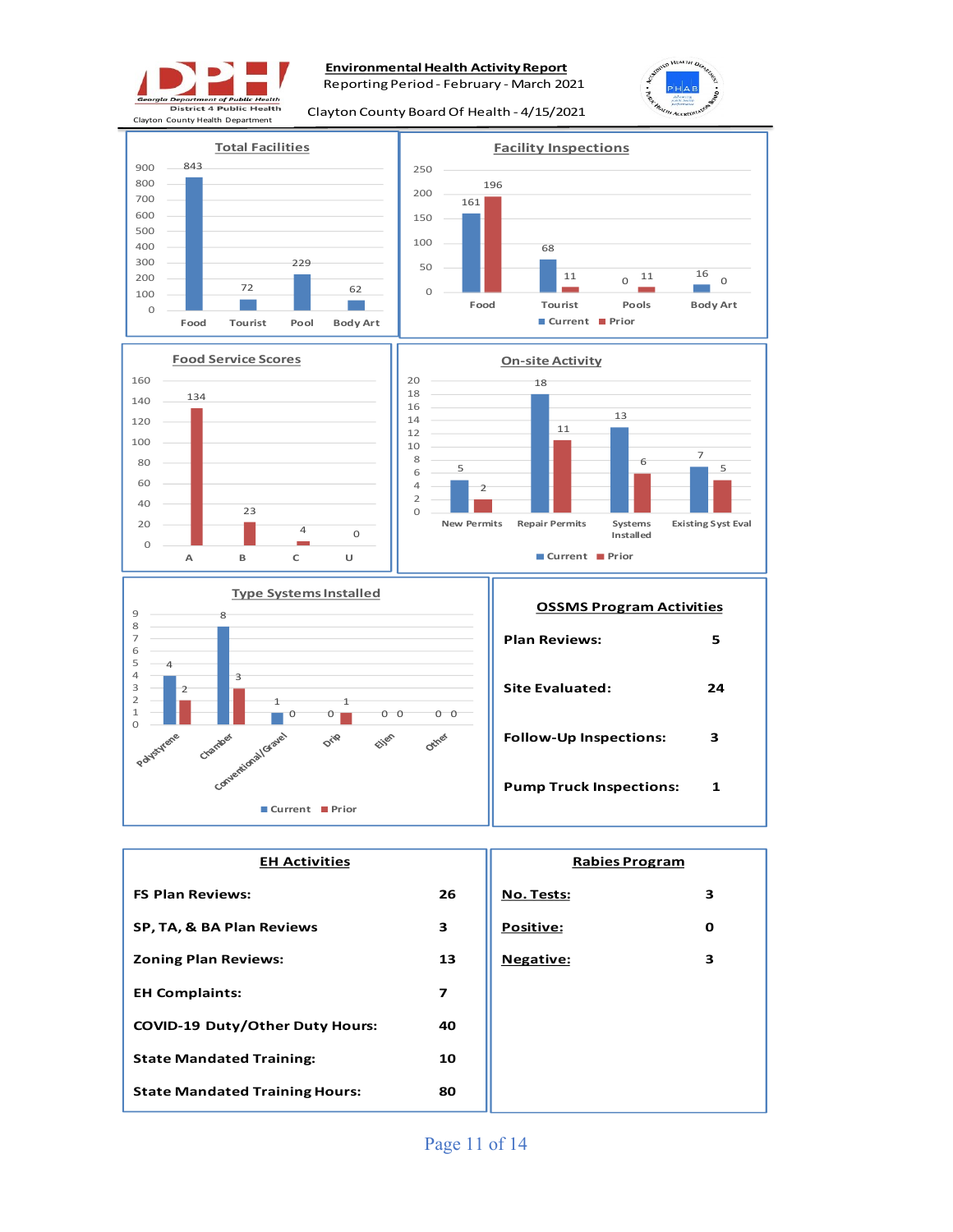**Environmental Health Activity Report**
Reporting Period - February - March 2021
Clayton County Board Of Health - 4/15/2021

Georgia Department of Public Health
District 4 Public Health
Clayton County Health Department

## Total Facilities

| | Food | Tourist | Pool | Body Art |
|---|---|---|---|---|
| Total | 843 | 72 | 229 | 62 |

## Facility Inspections

| | Food | Tourist | Pools | Body Art |
|---|---|---|---|---|
| Current | 161 | 68 | 0 | 16 |
| Prior | 196 | 11 | 11 | 0 |

## Food Service Scores

| | A | B | C | U |
|---|---|---|---|---|
| Scores | 134 | 23 | 4 | 0 |

## On-site Activity

| | New Permits | Repair Permits | Systems Installed | Existing Syst Eval |
|---|---|---|---|---|
| Current | 5 | 18 | 13 | 7 |
| Prior | 2 | 11 | 6 | 5 |

## Type Systems Installed

| | Polystyrene | Chamber | Conventional/Gravel | Drip | Eljen | Other |
|---|---|---|---|---|---|---|
| Current | 4 | 8 | 1 | 0 | 0 | 0 |
| Prior | 2 | 3 | 0 | 1 | 0 | 0 |

## OSSMS Program Activities

| | |
|---|---|
| **Plan Reviews:** | **5** |
| **Site Evaluated:** | **24** |
| **Follow-Up Inspections:** | **3** |
| **Pump Truck Inspections:** | **1** |

## EH Activities

| | |
|---|---|
| **FS Plan Reviews:** | **26** |
| **SP, TA, & BA Plan Reviews** | **3** |
| **Zoning Plan Reviews:** | **13** |
| **EH Complaints:** | **7** |
| **COVID-19 Duty/Other Duty Hours:** | **40** |
| **State Mandated Training:** | **10** |
| **State Mandated Training Hours:** | **80** |

## Rabies Program

| | |
|---|---|
| **No. Tests:** | **3** |
| **Positive:** | **0** |
| **Negative:** | **3** |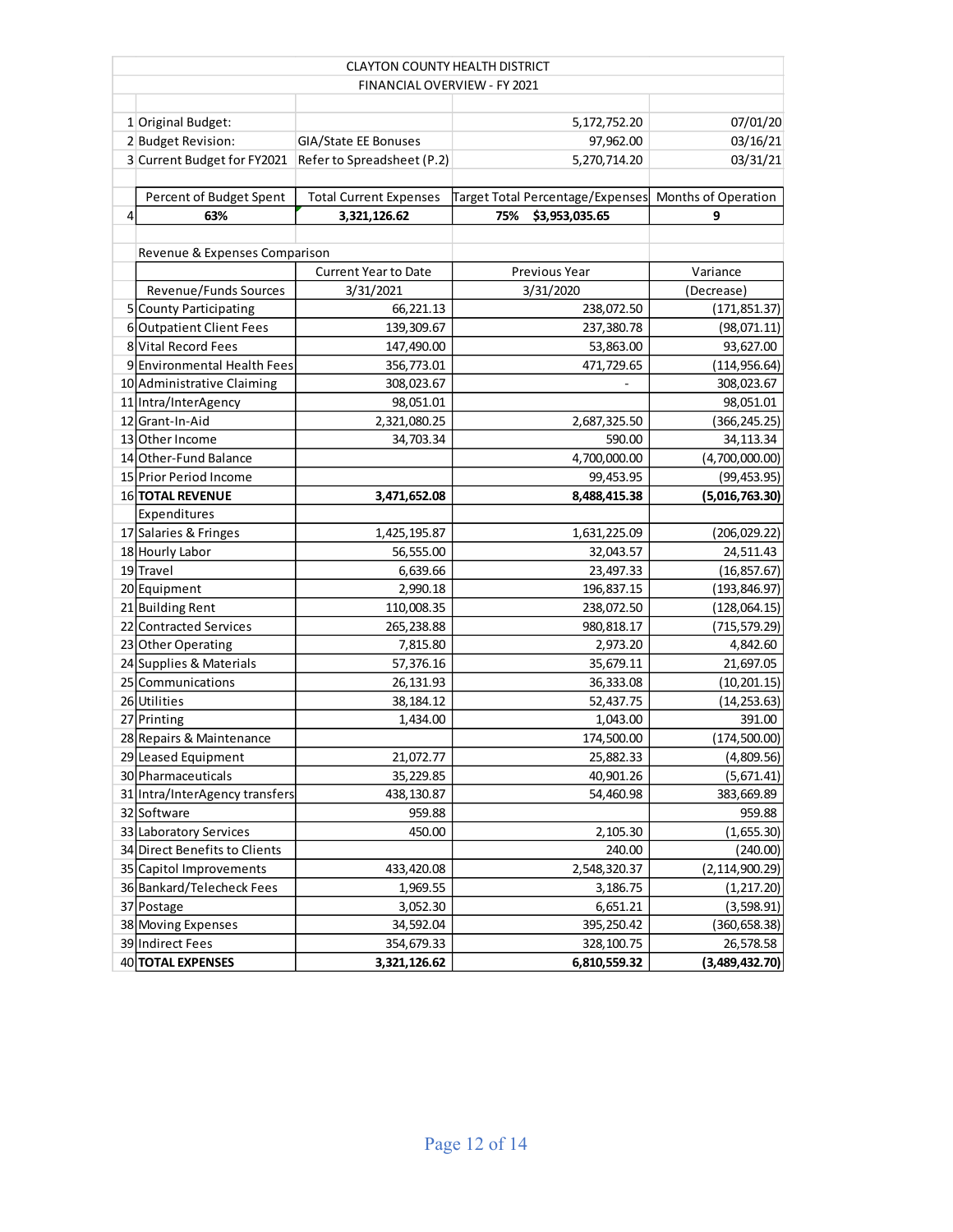# CLAYTON COUNTY HEALTH DISTRICT

## FINANCIAL OVERVIEW - FY 2021

| # | | | | |
|---|---|---|---|---|
| 1 | Original Budget: | | 5,172,752.20 | 07/01/20 |
| 2 | Budget Revision: | GIA/State EE Bonuses | 97,962.00 | 03/16/21 |
| 3 | Current Budget for FY2021 | Refer to Spreadsheet (P.2) | 5,270,714.20 | 03/31/21 |

| # | Percent of Budget Spent | Total Current Expenses | Target Total Percentage/Expenses | Months of Operation |
|---|---|---|---|---|
| 4 | **63%** | **3,321,126.62** | **75% $3,953,035.65** | **9** |

Revenue & Expenses Comparison

| # | Revenue/Funds Sources | Current Year to Date 3/31/2021 | Previous Year 3/31/2020 | Variance (Decrease) |
|---|---|---|---|---|
| 5 | County Participating | 66,221.13 | 238,072.50 | (171,851.37) |
| 6 | Outpatient Client Fees | 139,309.67 | 237,380.78 | (98,071.11) |
| 8 | Vital Record Fees | 147,490.00 | 53,863.00 | 93,627.00 |
| 9 | Environmental Health Fees | 356,773.01 | 471,729.65 | (114,956.64) |
| 10 | Administrative Claiming | 308,023.67 | - | 308,023.67 |
| 11 | Intra/InterAgency | 98,051.01 | | 98,051.01 |
| 12 | Grant-In-Aid | 2,321,080.25 | 2,687,325.50 | (366,245.25) |
| 13 | Other Income | 34,703.34 | 590.00 | 34,113.34 |
| 14 | Other-Fund Balance | | 4,700,000.00 | (4,700,000.00) |
| 15 | Prior Period Income | | 99,453.95 | (99,453.95) |
| 16 | **TOTAL REVENUE** | **3,471,652.08** | **8,488,415.38** | **(5,016,763.30)** |
| | Expenditures | | | |
| 17 | Salaries & Fringes | 1,425,195.87 | 1,631,225.09 | (206,029.22) |
| 18 | Hourly Labor | 56,555.00 | 32,043.57 | 24,511.43 |
| 19 | Travel | 6,639.66 | 23,497.33 | (16,857.67) |
| 20 | Equipment | 2,990.18 | 196,837.15 | (193,846.97) |
| 21 | Building Rent | 110,008.35 | 238,072.50 | (128,064.15) |
| 22 | Contracted Services | 265,238.88 | 980,818.17 | (715,579.29) |
| 23 | Other Operating | 7,815.80 | 2,973.20 | 4,842.60 |
| 24 | Supplies & Materials | 57,376.16 | 35,679.11 | 21,697.05 |
| 25 | Communications | 26,131.93 | 36,333.08 | (10,201.15) |
| 26 | Utilities | 38,184.12 | 52,437.75 | (14,253.63) |
| 27 | Printing | 1,434.00 | 1,043.00 | 391.00 |
| 28 | Repairs & Maintenance | | 174,500.00 | (174,500.00) |
| 29 | Leased Equipment | 21,072.77 | 25,882.33 | (4,809.56) |
| 30 | Pharmaceuticals | 35,229.85 | 40,901.26 | (5,671.41) |
| 31 | Intra/InterAgency transfers | 438,130.87 | 54,460.98 | 383,669.89 |
| 32 | Software | 959.88 | | 959.88 |
| 33 | Laboratory Services | 450.00 | 2,105.30 | (1,655.30) |
| 34 | Direct Benefits to Clients | | 240.00 | (240.00) |
| 35 | Capitol Improvements | 433,420.08 | 2,548,320.37 | (2,114,900.29) |
| 36 | Bankard/Telecheck Fees | 1,969.55 | 3,186.75 | (1,217.20) |
| 37 | Postage | 3,052.30 | 6,651.21 | (3,598.91) |
| 38 | Moving Expenses | 34,592.04 | 395,250.42 | (360,658.38) |
| 39 | Indirect Fees | 354,679.33 | 328,100.75 | 26,578.58 |
| 40 | **TOTAL EXPENSES** | **3,321,126.62** | **6,810,559.32** | **(3,489,432.70)** |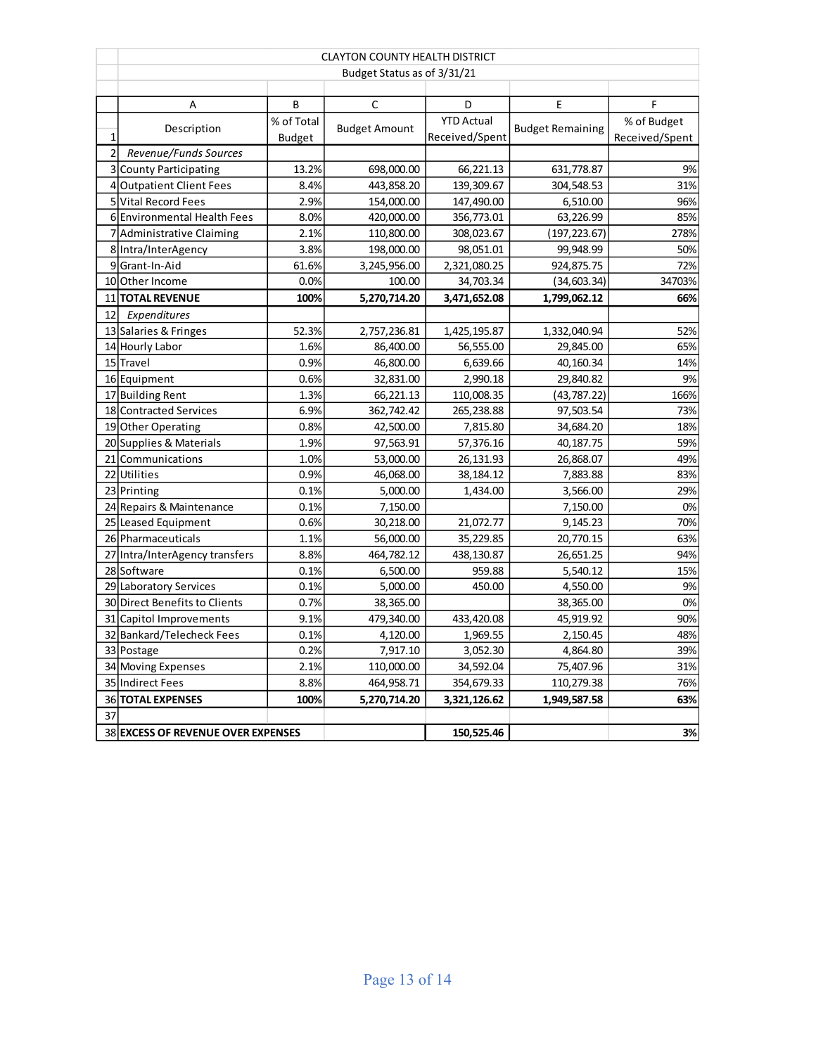CLAYTON COUNTY HEALTH DISTRICT

Budget Status as of 3/31/21

| | A | B | C | D | E | F |
|---|---|---|---|---|---|---|
| 1 | Description | % of Total Budget | Budget Amount | YTD Actual Received/Spent | Budget Remaining | % of Budget Received/Spent |
| 2 | *Revenue/Funds Sources* | | | | | |
| 3 | County Participating | 13.2% | 698,000.00 | 66,221.13 | 631,778.87 | 9% |
| 4 | Outpatient Client Fees | 8.4% | 443,858.20 | 139,309.67 | 304,548.53 | 31% |
| 5 | Vital Record Fees | 2.9% | 154,000.00 | 147,490.00 | 6,510.00 | 96% |
| 6 | Environmental Health Fees | 8.0% | 420,000.00 | 356,773.01 | 63,226.99 | 85% |
| 7 | Administrative Claiming | 2.1% | 110,800.00 | 308,023.67 | (197,223.67) | 278% |
| 8 | Intra/InterAgency | 3.8% | 198,000.00 | 98,051.01 | 99,948.99 | 50% |
| 9 | Grant-In-Aid | 61.6% | 3,245,956.00 | 2,321,080.25 | 924,875.75 | 72% |
| 10 | Other Income | 0.0% | 100.00 | 34,703.34 | (34,603.34) | 34703% |
| 11 | **TOTAL REVENUE** | **100%** | **5,270,714.20** | **3,471,652.08** | **1,799,062.12** | **66%** |
| 12 | *Expenditures* | | | | | |
| 13 | Salaries & Fringes | 52.3% | 2,757,236.81 | 1,425,195.87 | 1,332,040.94 | 52% |
| 14 | Hourly Labor | 1.6% | 86,400.00 | 56,555.00 | 29,845.00 | 65% |
| 15 | Travel | 0.9% | 46,800.00 | 6,639.66 | 40,160.34 | 14% |
| 16 | Equipment | 0.6% | 32,831.00 | 2,990.18 | 29,840.82 | 9% |
| 17 | Building Rent | 1.3% | 66,221.13 | 110,008.35 | (43,787.22) | 166% |
| 18 | Contracted Services | 6.9% | 362,742.42 | 265,238.88 | 97,503.54 | 73% |
| 19 | Other Operating | 0.8% | 42,500.00 | 7,815.80 | 34,684.20 | 18% |
| 20 | Supplies & Materials | 1.9% | 97,563.91 | 57,376.16 | 40,187.75 | 59% |
| 21 | Communications | 1.0% | 53,000.00 | 26,131.93 | 26,868.07 | 49% |
| 22 | Utilities | 0.9% | 46,068.00 | 38,184.12 | 7,883.88 | 83% |
| 23 | Printing | 0.1% | 5,000.00 | 1,434.00 | 3,566.00 | 29% |
| 24 | Repairs & Maintenance | 0.1% | 7,150.00 | | 7,150.00 | 0% |
| 25 | Leased Equipment | 0.6% | 30,218.00 | 21,072.77 | 9,145.23 | 70% |
| 26 | Pharmaceuticals | 1.1% | 56,000.00 | 35,229.85 | 20,770.15 | 63% |
| 27 | Intra/InterAgency transfers | 8.8% | 464,782.12 | 438,130.87 | 26,651.25 | 94% |
| 28 | Software | 0.1% | 6,500.00 | 959.88 | 5,540.12 | 15% |
| 29 | Laboratory Services | 0.1% | 5,000.00 | 450.00 | 4,550.00 | 9% |
| 30 | Direct Benefits to Clients | 0.7% | 38,365.00 | | 38,365.00 | 0% |
| 31 | Capitol Improvements | 9.1% | 479,340.00 | 433,420.08 | 45,919.92 | 90% |
| 32 | Bankard/Telecheck Fees | 0.1% | 4,120.00 | 1,969.55 | 2,150.45 | 48% |
| 33 | Postage | 0.2% | 7,917.10 | 3,052.30 | 4,864.80 | 39% |
| 34 | Moving Expenses | 2.1% | 110,000.00 | 34,592.04 | 75,407.96 | 31% |
| 35 | Indirect Fees | 8.8% | 464,958.71 | 354,679.33 | 110,279.38 | 76% |
| 36 | **TOTAL EXPENSES** | **100%** | **5,270,714.20** | **3,321,126.62** | **1,949,587.58** | **63%** |
| 37 | | | | | | |
| 38 | **EXCESS OF REVENUE OVER EXPENSES** | | | **150,525.46** | | **3%** |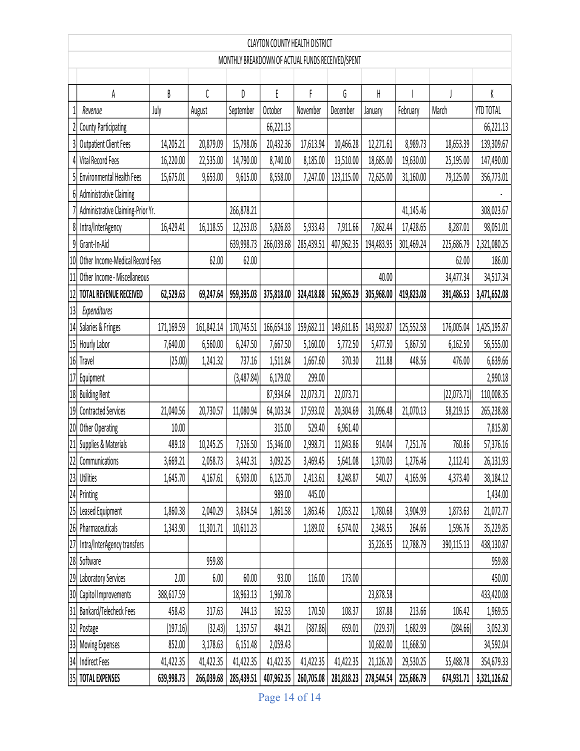# CLAYTON COUNTY HEALTH DISTRICT

## MONTHLY BREAKDOWN OF ACTUAL FUNDS RECEIVED/SPENT

| | A | B | C | D | E | F | G | H | I | J | K |
|---|---|---|---|---|---|---|---|---|---|---|---|
| 1 | *Revenue* | July | August | September | October | November | December | January | February | March | YTD TOTAL |
| 2 | County Participating | | | | 66,221.13 | | | | | | 66,221.13 |
| 3 | Outpatient Client Fees | 14,205.21 | 20,879.09 | 15,798.06 | 20,432.36 | 17,613.94 | 10,466.28 | 12,271.61 | 8,989.73 | 18,653.39 | 139,309.67 |
| 4 | Vital Record Fees | 16,220.00 | 22,535.00 | 14,790.00 | 8,740.00 | 8,185.00 | 13,510.00 | 18,685.00 | 19,630.00 | 25,195.00 | 147,490.00 |
| 5 | Environmental Health Fees | 15,675.01 | 9,653.00 | 9,615.00 | 8,558.00 | 7,247.00 | 123,115.00 | 72,625.00 | 31,160.00 | 79,125.00 | 356,773.01 |
| 6 | Administrative Claiming | | | | | | | | | | - |
| 7 | Administrative Claiming-Prior Yr. | | | 266,878.21 | | | | | 41,145.46 | | 308,023.67 |
| 8 | Intra/InterAgency | 16,429.41 | 16,118.55 | 12,253.03 | 5,826.83 | 5,933.43 | 7,911.66 | 7,862.44 | 17,428.65 | 8,287.01 | 98,051.01 |
| 9 | Grant-In-Aid | | | 639,998.73 | 266,039.68 | 285,439.51 | 407,962.35 | 194,483.95 | 301,469.24 | 225,686.79 | 2,321,080.25 |
| 10 | Other Income-Medical Record Fees | | 62.00 | 62.00 | | | | | | 62.00 | 186.00 |
| 11 | Other Income - Miscellaneous | | | | | | | 40.00 | | 34,477.34 | 34,517.34 |
| 12 | **TOTAL REVENUE RECEIVED** | **62,529.63** | **69,247.64** | **959,395.03** | **375,818.00** | **324,418.88** | **562,965.29** | **305,968.00** | **419,823.08** | **391,486.53** | **3,471,652.08** |
| 13 | *Expenditures* | | | | | | | | | | |
| 14 | Salaries & Fringes | 171,169.59 | 161,842.14 | 170,745.51 | 166,654.18 | 159,682.11 | 149,611.85 | 143,932.87 | 125,552.58 | 176,005.04 | 1,425,195.87 |
| 15 | Hourly Labor | 7,640.00 | 6,560.00 | 6,247.50 | 7,667.50 | 5,160.00 | 5,772.50 | 5,477.50 | 5,867.50 | 6,162.50 | 56,555.00 |
| 16 | Travel | (25.00) | 1,241.32 | 737.16 | 1,511.84 | 1,667.60 | 370.30 | 211.88 | 448.56 | 476.00 | 6,639.66 |
| 17 | Equipment | | | (3,487.84) | 6,179.02 | 299.00 | | | | | 2,990.18 |
| 18 | Building Rent | | | | 87,934.64 | 22,073.71 | 22,073.71 | | | (22,073.71) | 110,008.35 |
| 19 | Contracted Services | 21,040.56 | 20,730.57 | 11,080.94 | 64,103.34 | 17,593.02 | 20,304.69 | 31,096.48 | 21,070.13 | 58,219.15 | 265,238.88 |
| 20 | Other Operating | 10.00 | | | 315.00 | 529.40 | 6,961.40 | | | | 7,815.80 |
| 21 | Supplies & Materials | 489.18 | 10,245.25 | 7,526.50 | 15,346.00 | 2,998.71 | 11,843.86 | 914.04 | 7,251.76 | 760.86 | 57,376.16 |
| 22 | Communications | 3,669.21 | 2,058.73 | 3,442.31 | 3,092.25 | 3,469.45 | 5,641.08 | 1,370.03 | 1,276.46 | 2,112.41 | 26,131.93 |
| 23 | Utilities | 1,645.70 | 4,167.61 | 6,503.00 | 6,125.70 | 2,413.61 | 8,248.87 | 540.27 | 4,165.96 | 4,373.40 | 38,184.12 |
| 24 | Printing | | | | 989.00 | 445.00 | | | | | 1,434.00 |
| 25 | Leased Equipment | 1,860.38 | 2,040.29 | 3,834.54 | 1,861.58 | 1,863.46 | 2,053.22 | 1,780.68 | 3,904.99 | 1,873.63 | 21,072.77 |
| 26 | Pharmaceuticals | 1,343.90 | 11,301.71 | 10,611.23 | | 1,189.02 | 6,574.02 | 2,348.55 | 264.66 | 1,596.76 | 35,229.85 |
| 27 | Intra/InterAgency transfers | | | | | | | 35,226.95 | 12,788.79 | 390,115.13 | 438,130.87 |
| 28 | Software | | 959.88 | | | | | | | | 959.88 |
| 29 | Laboratory Services | 2.00 | 6.00 | 60.00 | 93.00 | 116.00 | 173.00 | | | | 450.00 |
| 30 | Capitol Improvements | 388,617.59 | | 18,963.13 | 1,960.78 | | | 23,878.58 | | | 433,420.08 |
| 31 | Bankard/Telecheck Fees | 458.43 | 317.63 | 244.13 | 162.53 | 170.50 | 108.37 | 187.88 | 213.66 | 106.42 | 1,969.55 |
| 32 | Postage | (197.16) | (32.43) | 1,357.57 | 484.21 | (387.86) | 659.01 | (229.37) | 1,682.99 | (284.66) | 3,052.30 |
| 33 | Moving Expenses | 852.00 | 3,178.63 | 6,151.48 | 2,059.43 | | | 10,682.00 | 11,668.50 | | 34,592.04 |
| 34 | Indirect Fees | 41,422.35 | 41,422.35 | 41,422.35 | 41,422.35 | 41,422.35 | 41,422.35 | 21,126.20 | 29,530.25 | 55,488.78 | 354,679.33 |
| 35 | **TOTAL EXPENSES** | **639,998.73** | **266,039.68** | **285,439.51** | **407,962.35** | **260,705.08** | **281,818.23** | **278,544.54** | **225,686.79** | **674,931.71** | **3,321,126.62** |